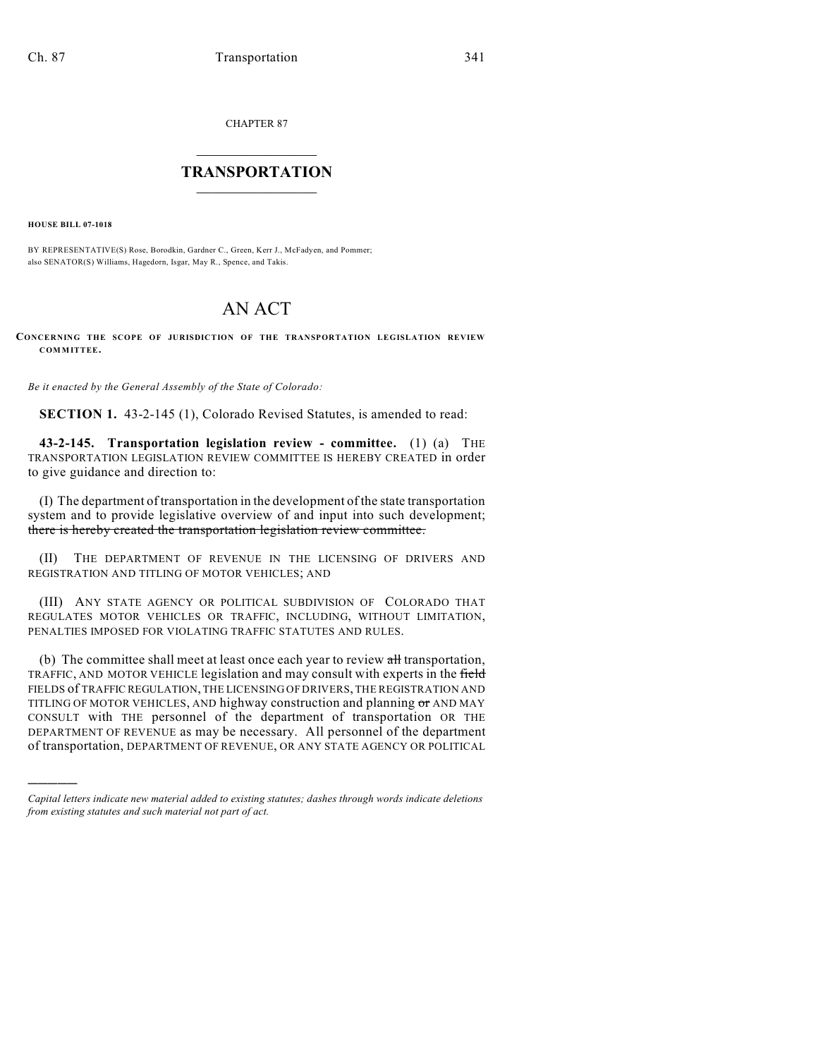CHAPTER 87

# TRANSPORTATION

**HOUSE BILL 07-1018**

BY REPRESENTATIVE(S) Rose, Borodkin, Gardner C., Green, Kerr J., McFadyen, and Pommer; also SENATOR(S) Williams, Hagedorn, Isgar, May R., Spence, and Takis.

# AN ACT

**CONCERNING THE SCOPE OF JURISDICTION OF THE TRANSPORTATION LEGISLATION REVIEW COMMITTEE.**

*Be it enacted by the General Assembly of the State of Colorado:*

**SECTION 1.** 43-2-145 (1), Colorado Revised Statutes, is amended to read:

**43-2-145. Transportation legislation review - committee.** (1) (a) THE TRANSPORTATION LEGISLATION REVIEW COMMITTEE IS HEREBY CREATED in order to give guidance and direction to:

(I) The department of transportation in the development of the state transportation system and to provide legislative overview of and input into such development; ~~there is hereby created the transportation legislation review committee.~~

(II) THE DEPARTMENT OF REVENUE IN THE LICENSING OF DRIVERS AND REGISTRATION AND TITLING OF MOTOR VEHICLES; AND

(III) ANY STATE AGENCY OR POLITICAL SUBDIVISION OF COLORADO THAT REGULATES MOTOR VEHICLES OR TRAFFIC, INCLUDING, WITHOUT LIMITATION, PENALTIES IMPOSED FOR VIOLATING TRAFFIC STATUTES AND RULES.

(b) The committee shall meet at least once each year to review ~~all~~ transportation, TRAFFIC, AND MOTOR VEHICLE legislation and may consult with experts in the ~~field~~ FIELDS of TRAFFIC REGULATION, THE LICENSING OF DRIVERS, THE REGISTRATION AND TITLING OF MOTOR VEHICLES, AND highway construction and planning ~~or~~ AND MAY CONSULT with THE personnel of the department of transportation OR THE DEPARTMENT OF REVENUE as may be necessary. All personnel of the department of transportation, DEPARTMENT OF REVENUE, OR ANY STATE AGENCY OR POLITICAL

---

*Capital letters indicate new material added to existing statutes; dashes through words indicate deletions from existing statutes and such material not part of act.*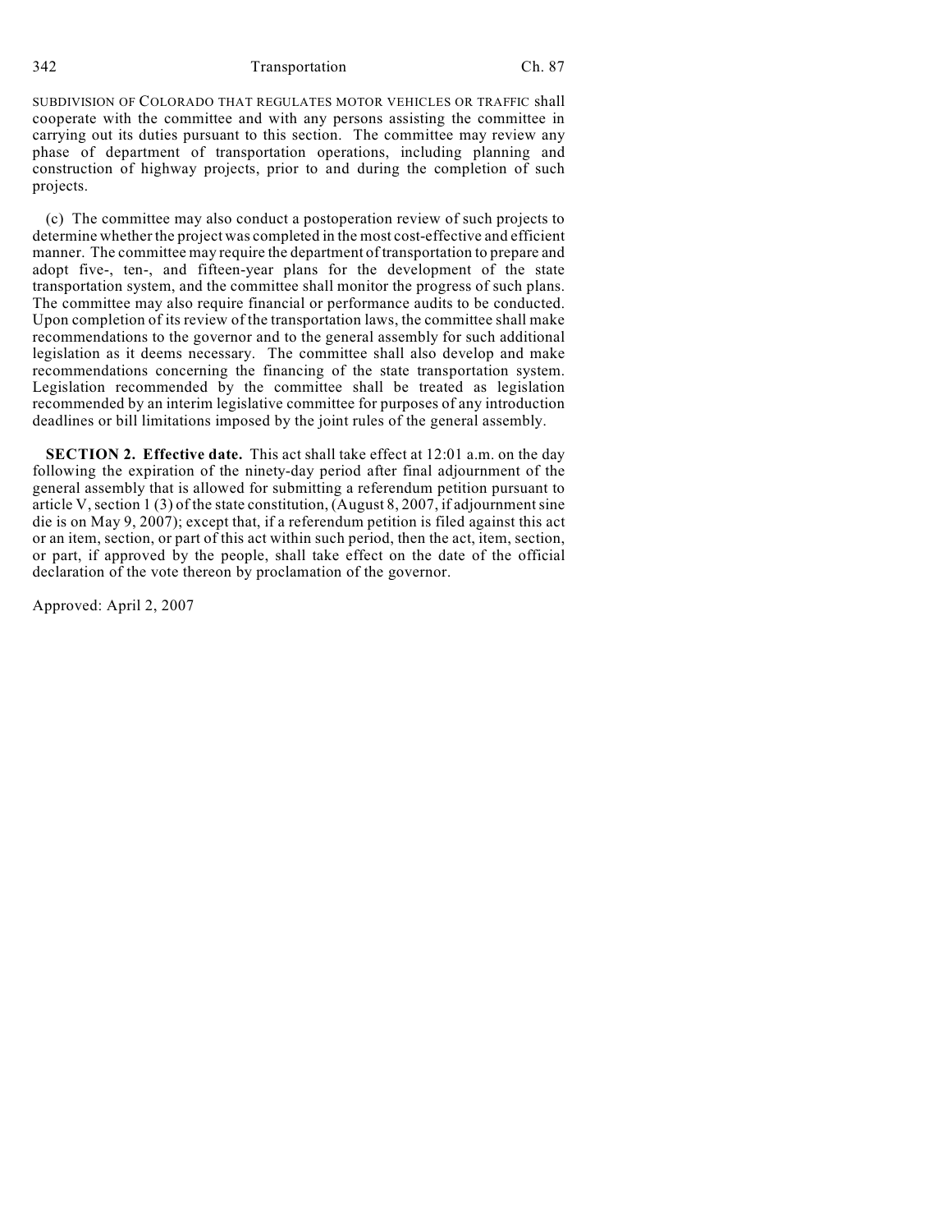SUBDIVISION OF COLORADO THAT REGULATES MOTOR VEHICLES OR TRAFFIC shall cooperate with the committee and with any persons assisting the committee in carrying out its duties pursuant to this section. The committee may review any phase of department of transportation operations, including planning and construction of highway projects, prior to and during the completion of such projects.

(c) The committee may also conduct a postoperation review of such projects to determine whether the project was completed in the most cost-effective and efficient manner. The committee may require the department of transportation to prepare and adopt five-, ten-, and fifteen-year plans for the development of the state transportation system, and the committee shall monitor the progress of such plans. The committee may also require financial or performance audits to be conducted. Upon completion of its review of the transportation laws, the committee shall make recommendations to the governor and to the general assembly for such additional legislation as it deems necessary. The committee shall also develop and make recommendations concerning the financing of the state transportation system. Legislation recommended by the committee shall be treated as legislation recommended by an interim legislative committee for purposes of any introduction deadlines or bill limitations imposed by the joint rules of the general assembly.

**SECTION 2. Effective date.** This act shall take effect at 12:01 a.m. on the day following the expiration of the ninety-day period after final adjournment of the general assembly that is allowed for submitting a referendum petition pursuant to article V, section 1 (3) of the state constitution, (August 8, 2007, if adjournment sine die is on May 9, 2007); except that, if a referendum petition is filed against this act or an item, section, or part of this act within such period, then the act, item, section, or part, if approved by the people, shall take effect on the date of the official declaration of the vote thereon by proclamation of the governor.

Approved: April 2, 2007